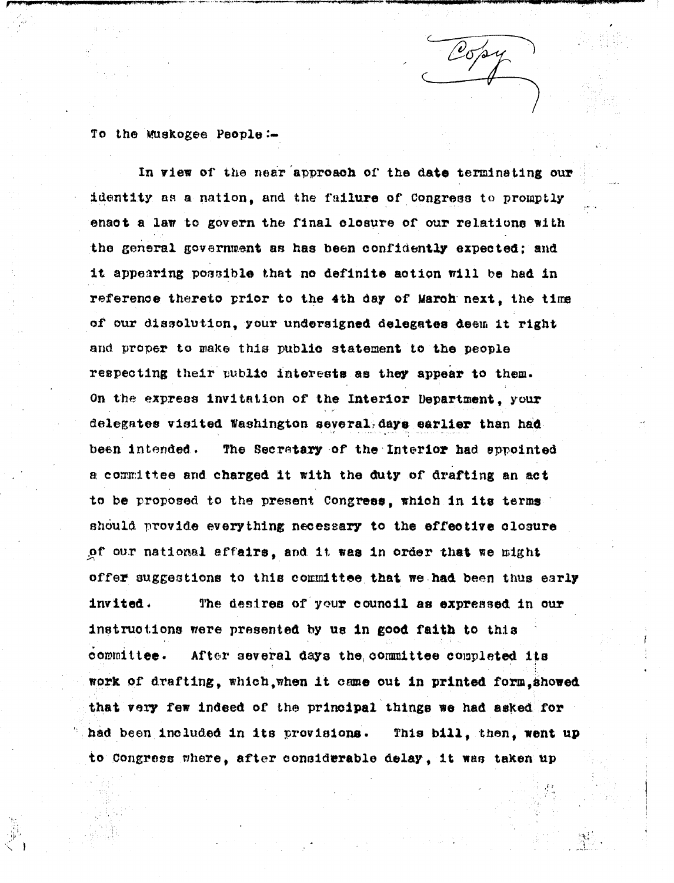Copy

To the Muskogee People:-

In view of the near approach of the date terminating our identity as a nation, and the failure of Congress to promptly enact a law to govern the final closure of our relations with the general government as has been confidently expected; and it appearing possible that no definite action will be had in reference thereto prior to the 4th day of March next, the time of our dissolution, your undersigned delegates deem it right and proper to make this public statement to the people respecting their public interests as they appear to them. On the express invitation of the Interior Department, your delegates visited Washington several days earlier than had been intended. The Secretary of the Interior had appointed a committee and charged it with the duty of drafting an act to be proposed to the present Congress, which in its terms should provide everything necessary to the effective closure of our national affairs, and it was in order that we might offer suggestions to this committee that we had been thus early invited. The desires of your council as expressed in our instructions were presented by us in good faith to this committee. After several days the committee completed its work of drafting, which, when it came out in printed form, showed that very few indeed of the principal things we had asked for had been included in its provisions. This bill, then, went up to Congress where, after considerable delay, it was taken up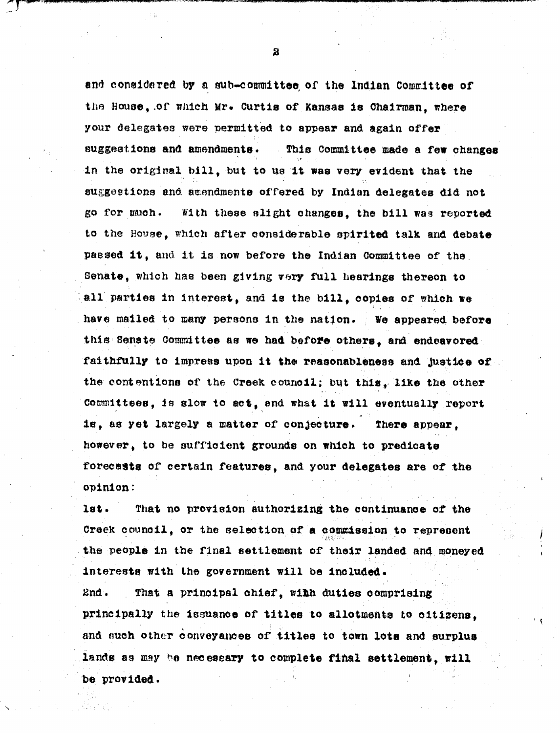and considered by a sub-committee of the Indian Committee of the House, of which Mr. Curtis of Kansas is Chairman, where your delegates were permitted to appear and again offer suggestions and amendments. This Committee made a few changes in the original bill, but to us it was very evident that the suggestions and amendments offered by Indian delegates did not go for much. With these slight changes, the bill was reported to the House, which after considerable spirited talk and debate passed it, and it is now before the Indian Committee of the Senate, which has been giving very full hearings thereon to all parties in interest, and is the bill, copies of which we have mailed to many persons in the nation. We appeared before this Senate Committee as we had before others, and endeavored faithfully to impress upon it the reasonableness and justice of the contentions of the Creek council; but this, like the other Committees, is slow to act, and what it will eventually report is, as yet largely a matter of conjecture. There appear, however, to be sufficient grounds on which to predicate forecasts of certain features, and your delegates are of the opinion:

1st. That no provision authorizing the continuance of the Creek council, or the selection of a commission to represent the people in the final settlement of their landed and moneyed interests with the government will be included.

2nd. That a principal chief, with duties comprising principally the issuance of titles to allotments to citizens, and such other conveyances of titles to town lots and surplus lands as may be necessary to complete final settlement, will be provided.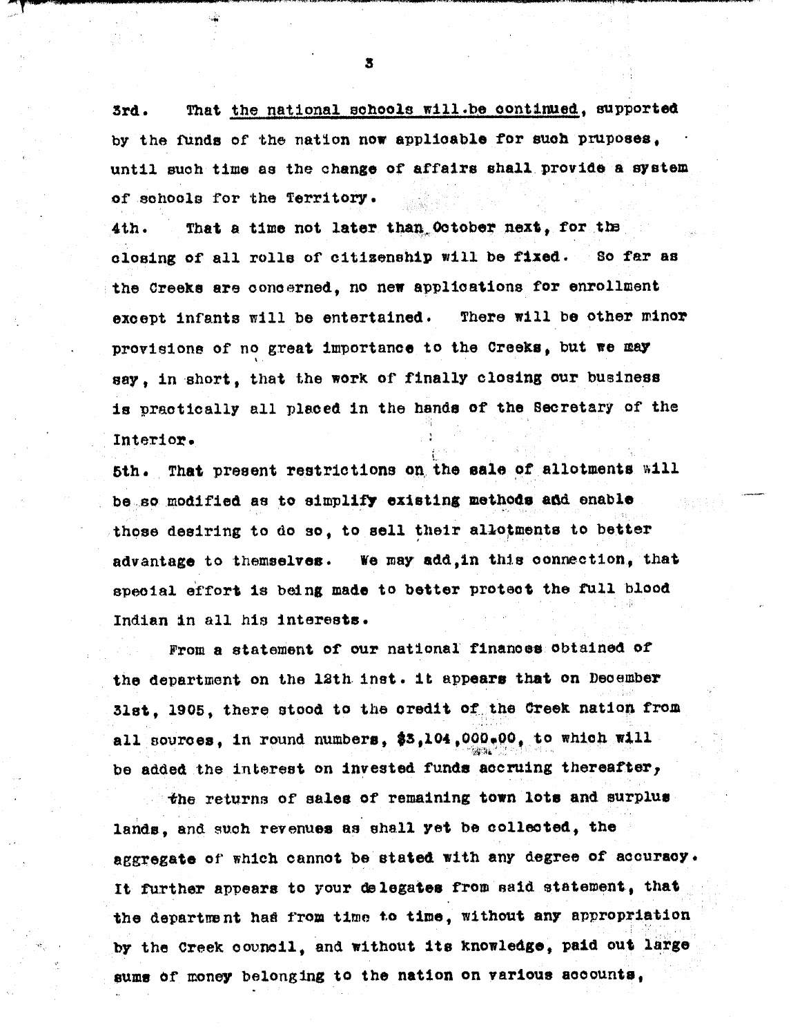3rd. That <u>the national schools will be continued</u>, supported by the funds of the nation now applicable for such pruposes, until such time as the change of affairs shall provide a system of schools for the Territory.

4th. That a time not later than October next, for the closing of all rolls of citizenship will be fixed. So far as the Creeks are concerned, no new applications for enrollment except infants will be entertained. There will be other minor provisions of no great importance to the Creeks, but we may say, in short, that the work of finally closing our business is practically all placed in the hands of the Secretary of the Interior.

5th. That present restrictions on the sale of allotments will be so modified as to simplify existing methods and enable those desiring to do so, to sell their allotments to better advantage to themselves. We may add, in this connection, that special effort is being made to better protect the full blood Indian in all his interests.

From a statement of our national finances obtained of the department on the 12th inst. it appears that on December 31st, 1905, there stood to the credit of the Creek nation from all sources, in round numbers, $3,104,000.00, to which will be added the interest on invested funds accruing thereafter, the returns of sales of remaining town lots and surplus lands, and such revenues as shall yet be collected, the aggregate of which cannot be stated with any degree of accuracy. It further appears to your delegates from said statement, that the department has from time to time, without any appropriation by the Creek council, and without its knowledge, paid out large sums of money belonging to the nation on various accounts,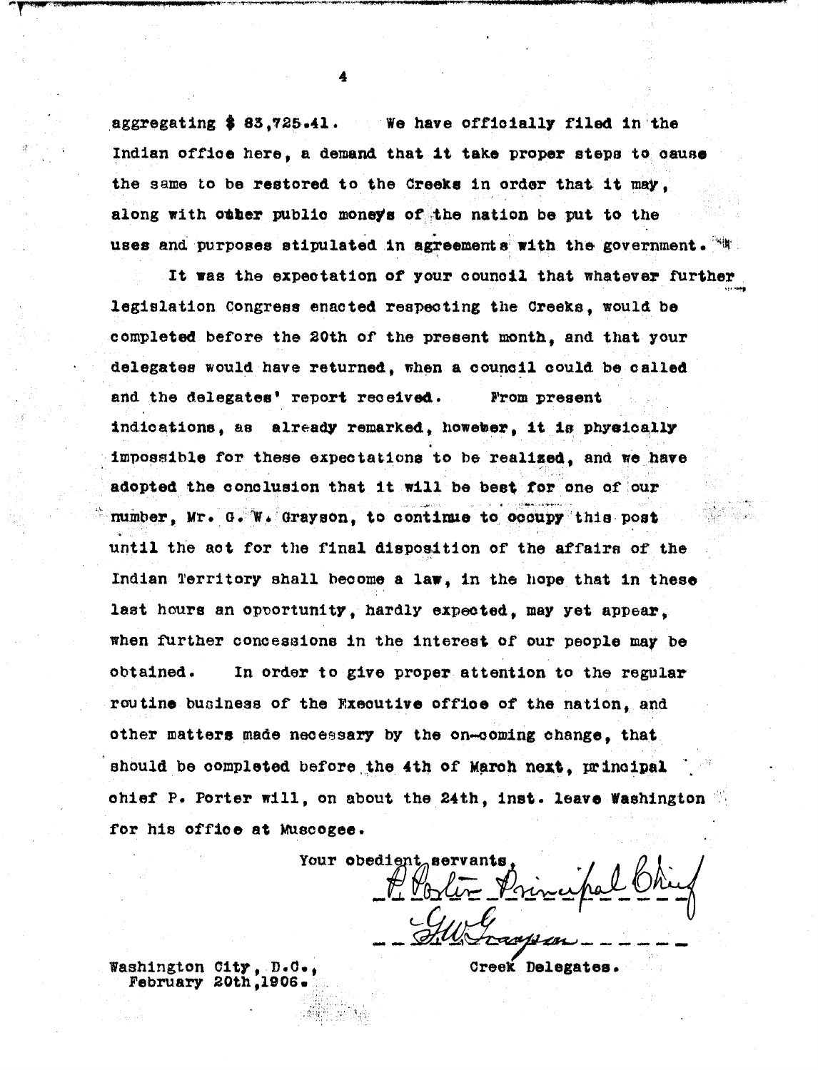aggregating $ 83,725.41. We have officially filed in the Indian office here, a demand that it take proper steps to cause the same to be restored to the Creeks in order that it may, along with other public moneys of the nation be put to the uses and purposes stipulated in agreements with the government.

It was the expectation of your council that whatever further legislation Congress enacted respecting the Creeks, would be completed before the 20th of the present month, and that your delegates would have returned, when a council could be called and the delegates' report received. From present indications, as already remarked, however, it is physically impossible for these expectations to be realized, and we have adopted the conclusion that it will be best for one of our number, Mr. G. W. Grayson, to continue to occupy this post until the act for the final disposition of the affairs of the Indian Territory shall become a law, in the hope that in these last hours an opportunity, hardly expected, may yet appear, when further concessions in the interest of our people may be obtained. In order to give proper attention to the regular routine business of the Executive office of the nation, and other matters made necessary by the on-coming change, that should be completed before the 4th of March next, principal chief P. Porter will, on about the 24th, inst. leave Washington for his office at Muscogee.

Your obedient servants,

P. Porter Principal Chief

G.W. Grayson

Creek Delegates.

Washington City, D.C.,
February 20th, 1906.